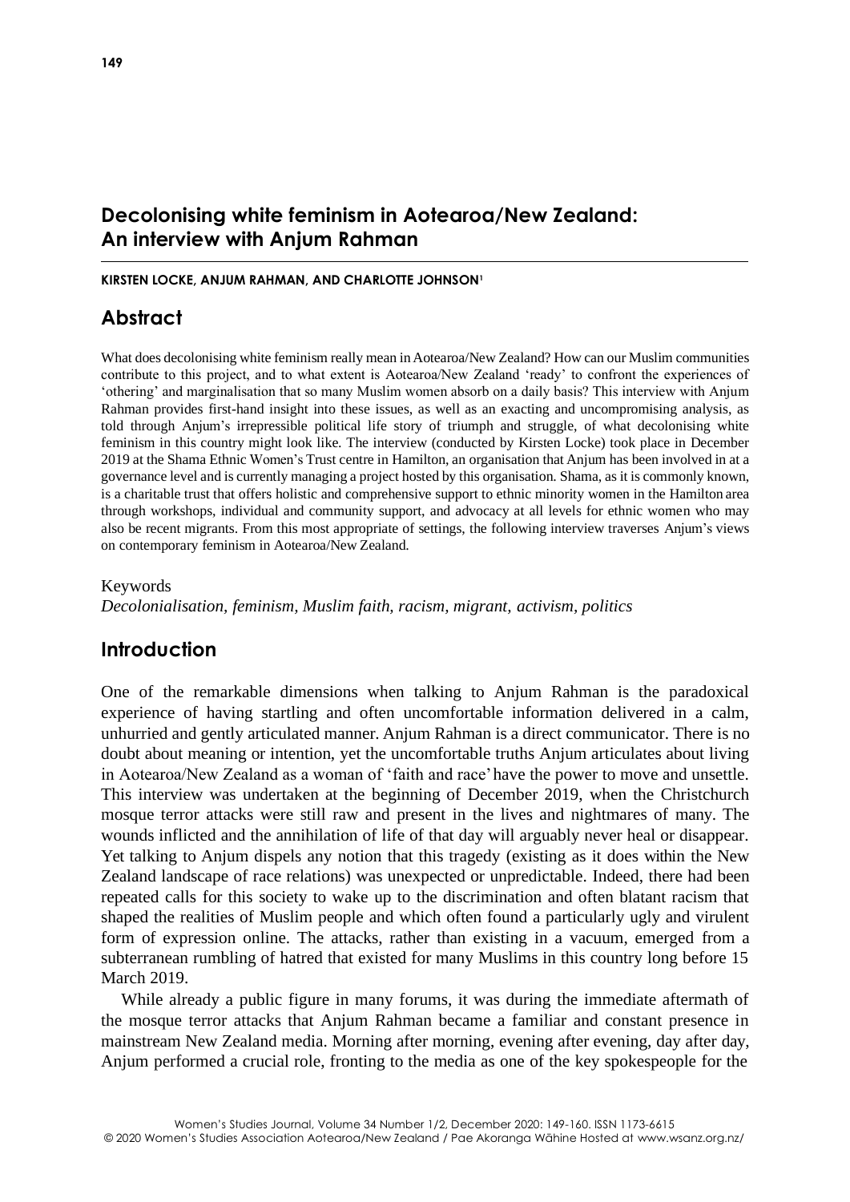# Decolonising white feminism in Aotearoa/New Zealand: An interview with Anjum Rahman

**KIRSTEN LOCKE, ANJUM RAHMAN, AND CHARLOTTE JOHNSON**[1]

## Abstract

What does decolonising white feminism really mean in Aotearoa/New Zealand? How can our Muslim communities contribute to this project, and to what extent is Aotearoa/New Zealand 'ready' to confront the experiences of 'othering' and marginalisation that so many Muslim women absorb on a daily basis? This interview with Anjum Rahman provides first-hand insight into these issues, as well as an exacting and uncompromising analysis, as told through Anjum's irrepressible political life story of triumph and struggle, of what decolonising white feminism in this country might look like. The interview (conducted by Kirsten Locke) took place in December 2019 at the Shama Ethnic Women's Trust centre in Hamilton, an organisation that Anjum has been involved in at a governance level and is currently managing a project hosted by this organisation. Shama, as it is commonly known, is a charitable trust that offers holistic and comprehensive support to ethnic minority women in the Hamilton area through workshops, individual and community support, and advocacy at all levels for ethnic women who may also be recent migrants. From this most appropriate of settings, the following interview traverses Anjum's views on contemporary feminism in Aotearoa/New Zealand.

Keywords

*Decolonialisation, feminism, Muslim faith, racism, migrant, activism, politics*

## Introduction

One of the remarkable dimensions when talking to Anjum Rahman is the paradoxical experience of having startling and often uncomfortable information delivered in a calm, unhurried and gently articulated manner. Anjum Rahman is a direct communicator. There is no doubt about meaning or intention, yet the uncomfortable truths Anjum articulates about living in Aotearoa/New Zealand as a woman of 'faith and race' have the power to move and unsettle. This interview was undertaken at the beginning of December 2019, when the Christchurch mosque terror attacks were still raw and present in the lives and nightmares of many. The wounds inflicted and the annihilation of life of that day will arguably never heal or disappear. Yet talking to Anjum dispels any notion that this tragedy (existing as it does within the New Zealand landscape of race relations) was unexpected or unpredictable. Indeed, there had been repeated calls for this society to wake up to the discrimination and often blatant racism that shaped the realities of Muslim people and which often found a particularly ugly and virulent form of expression online. The attacks, rather than existing in a vacuum, emerged from a subterranean rumbling of hatred that existed for many Muslims in this country long before 15 March 2019.

While already a public figure in many forums, it was during the immediate aftermath of the mosque terror attacks that Anjum Rahman became a familiar and constant presence in mainstream New Zealand media. Morning after morning, evening after evening, day after day, Anjum performed a crucial role, fronting to the media as one of the key spokespeople for the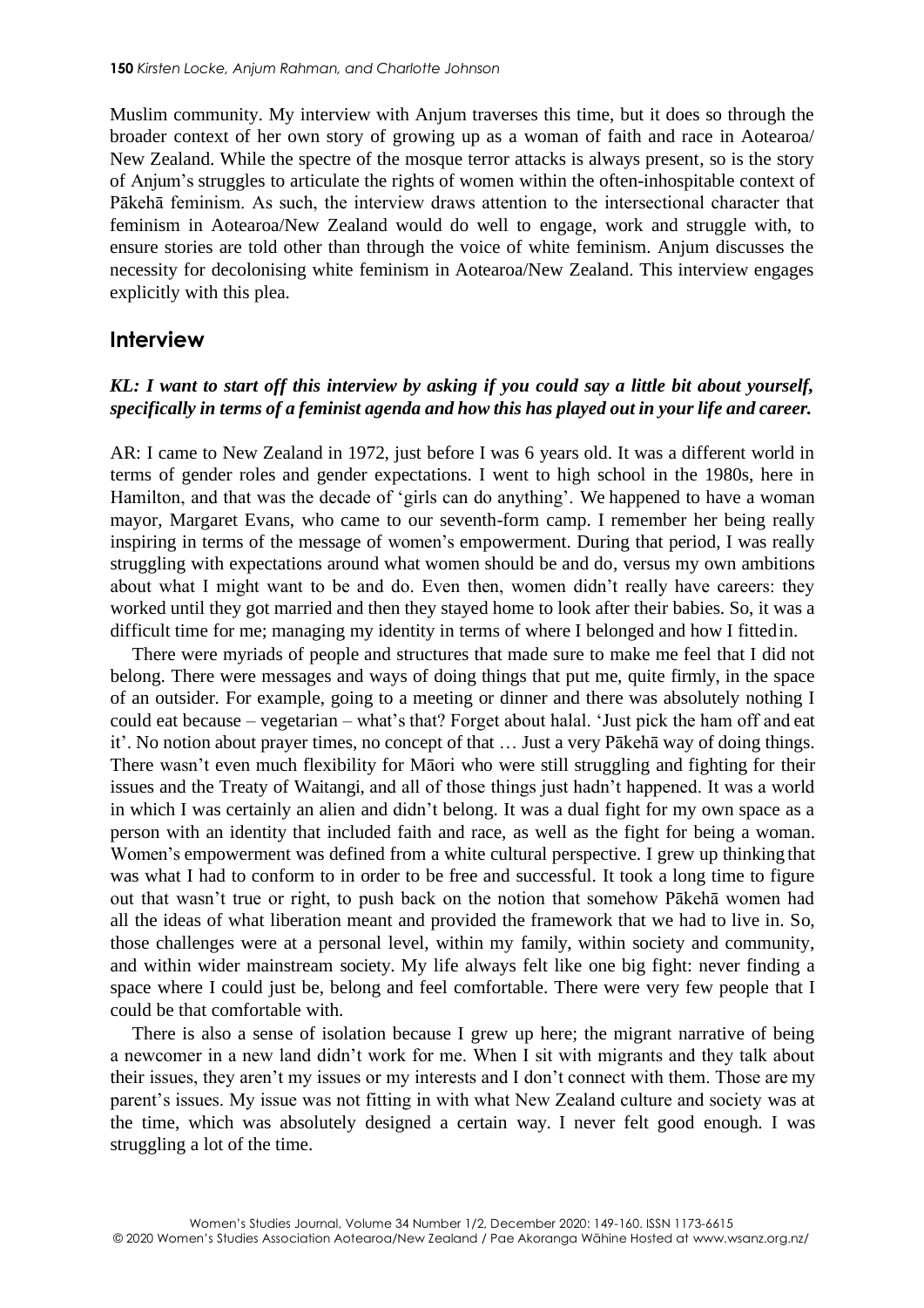Muslim community. My interview with Anjum traverses this time, but it does so through the broader context of her own story of growing up as a woman of faith and race in Aotearoa/ New Zealand. While the spectre of the mosque terror attacks is always present, so is the story of Anjum's struggles to articulate the rights of women within the often-inhospitable context of Pākehā feminism. As such, the interview draws attention to the intersectional character that feminism in Aotearoa/New Zealand would do well to engage, work and struggle with, to ensure stories are told other than through the voice of white feminism. Anjum discusses the necessity for decolonising white feminism in Aotearoa/New Zealand. This interview engages explicitly with this plea.

## Interview

***KL: I want to start off this interview by asking if you could say a little bit about yourself, specifically in terms of a feminist agenda and how this has played out in your life and career.***

AR: I came to New Zealand in 1972, just before I was 6 years old. It was a different world in terms of gender roles and gender expectations. I went to high school in the 1980s, here in Hamilton, and that was the decade of 'girls can do anything'. We happened to have a woman mayor, Margaret Evans, who came to our seventh-form camp. I remember her being really inspiring in terms of the message of women's empowerment. During that period, I was really struggling with expectations around what women should be and do, versus my own ambitions about what I might want to be and do. Even then, women didn't really have careers: they worked until they got married and then they stayed home to look after their babies. So, it was a difficult time for me; managing my identity in terms of where I belonged and how I fitted in.

There were myriads of people and structures that made sure to make me feel that I did not belong. There were messages and ways of doing things that put me, quite firmly, in the space of an outsider. For example, going to a meeting or dinner and there was absolutely nothing I could eat because – vegetarian – what's that? Forget about halal. 'Just pick the ham off and eat it'. No notion about prayer times, no concept of that … Just a very Pākehā way of doing things. There wasn't even much flexibility for Māori who were still struggling and fighting for their issues and the Treaty of Waitangi, and all of those things just hadn't happened. It was a world in which I was certainly an alien and didn't belong. It was a dual fight for my own space as a person with an identity that included faith and race, as well as the fight for being a woman. Women's empowerment was defined from a white cultural perspective. I grew up thinking that was what I had to conform to in order to be free and successful. It took a long time to figure out that wasn't true or right, to push back on the notion that somehow Pākehā women had all the ideas of what liberation meant and provided the framework that we had to live in. So, those challenges were at a personal level, within my family, within society and community, and within wider mainstream society. My life always felt like one big fight: never finding a space where I could just be, belong and feel comfortable. There were very few people that I could be that comfortable with.

There is also a sense of isolation because I grew up here; the migrant narrative of being a newcomer in a new land didn't work for me. When I sit with migrants and they talk about their issues, they aren't my issues or my interests and I don't connect with them. Those are my parent's issues. My issue was not fitting in with what New Zealand culture and society was at the time, which was absolutely designed a certain way. I never felt good enough. I was struggling a lot of the time.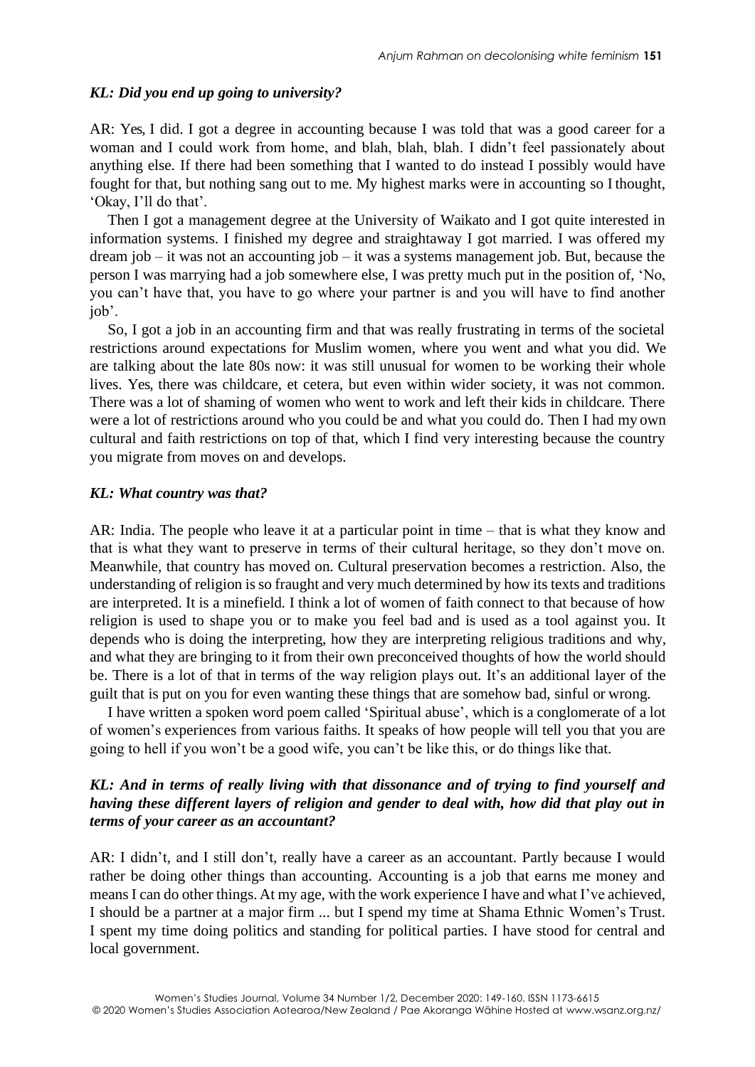***KL: Did you end up going to university?***

AR: Yes, I did. I got a degree in accounting because I was told that was a good career for a woman and I could work from home, and blah, blah, blah. I didn't feel passionately about anything else. If there had been something that I wanted to do instead I possibly would have fought for that, but nothing sang out to me. My highest marks were in accounting so I thought, 'Okay, I'll do that'.

Then I got a management degree at the University of Waikato and I got quite interested in information systems. I finished my degree and straightaway I got married. I was offered my dream job – it was not an accounting job – it was a systems management job. But, because the person I was marrying had a job somewhere else, I was pretty much put in the position of, 'No, you can't have that, you have to go where your partner is and you will have to find another job'.

So, I got a job in an accounting firm and that was really frustrating in terms of the societal restrictions around expectations for Muslim women, where you went and what you did. We are talking about the late 80s now: it was still unusual for women to be working their whole lives. Yes, there was childcare, et cetera, but even within wider society, it was not common. There was a lot of shaming of women who went to work and left their kids in childcare. There were a lot of restrictions around who you could be and what you could do. Then I had my own cultural and faith restrictions on top of that, which I find very interesting because the country you migrate from moves on and develops.

***KL: What country was that?***

AR: India. The people who leave it at a particular point in time – that is what they know and that is what they want to preserve in terms of their cultural heritage, so they don't move on. Meanwhile, that country has moved on. Cultural preservation becomes a restriction. Also, the understanding of religion is so fraught and very much determined by how its texts and traditions are interpreted. It is a minefield. I think a lot of women of faith connect to that because of how religion is used to shape you or to make you feel bad and is used as a tool against you. It depends who is doing the interpreting, how they are interpreting religious traditions and why, and what they are bringing to it from their own preconceived thoughts of how the world should be. There is a lot of that in terms of the way religion plays out. It's an additional layer of the guilt that is put on you for even wanting these things that are somehow bad, sinful or wrong.

I have written a spoken word poem called 'Spiritual abuse', which is a conglomerate of a lot of women's experiences from various faiths. It speaks of how people will tell you that you are going to hell if you won't be a good wife, you can't be like this, or do things like that.

***KL: And in terms of really living with that dissonance and of trying to find yourself and having these different layers of religion and gender to deal with, how did that play out in terms of your career as an accountant?***

AR: I didn't, and I still don't, really have a career as an accountant. Partly because I would rather be doing other things than accounting. Accounting is a job that earns me money and means I can do other things. At my age, with the work experience I have and what I've achieved, I should be a partner at a major firm ... but I spend my time at Shama Ethnic Women's Trust. I spent my time doing politics and standing for political parties. I have stood for central and local government.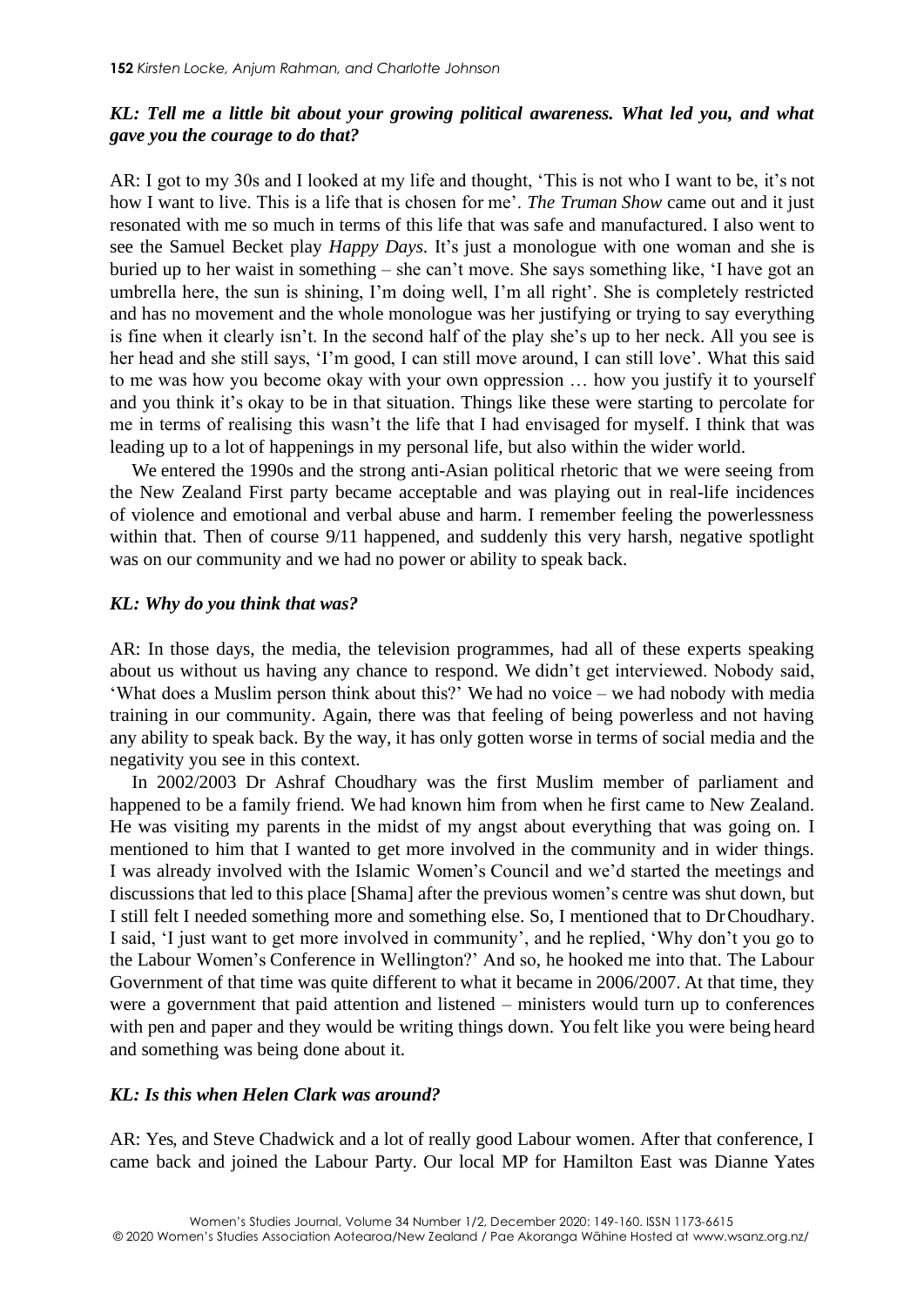***KL: Tell me a little bit about your growing political awareness. What led you, and what gave you the courage to do that?***

AR: I got to my 30s and I looked at my life and thought, 'This is not who I want to be, it's not how I want to live. This is a life that is chosen for me'. *The Truman Show* came out and it just resonated with me so much in terms of this life that was safe and manufactured. I also went to see the Samuel Becket play *Happy Days*. It's just a monologue with one woman and she is buried up to her waist in something – she can't move. She says something like, 'I have got an umbrella here, the sun is shining, I'm doing well, I'm all right'. She is completely restricted and has no movement and the whole monologue was her justifying or trying to say everything is fine when it clearly isn't. In the second half of the play she's up to her neck. All you see is her head and she still says, 'I'm good, I can still move around, I can still love'. What this said to me was how you become okay with your own oppression … how you justify it to yourself and you think it's okay to be in that situation. Things like these were starting to percolate for me in terms of realising this wasn't the life that I had envisaged for myself. I think that was leading up to a lot of happenings in my personal life, but also within the wider world.

We entered the 1990s and the strong anti-Asian political rhetoric that we were seeing from the New Zealand First party became acceptable and was playing out in real-life incidences of violence and emotional and verbal abuse and harm. I remember feeling the powerlessness within that. Then of course 9/11 happened, and suddenly this very harsh, negative spotlight was on our community and we had no power or ability to speak back.

***KL: Why do you think that was?***

AR: In those days, the media, the television programmes, had all of these experts speaking about us without us having any chance to respond. We didn't get interviewed. Nobody said, 'What does a Muslim person think about this?' We had no voice – we had nobody with media training in our community. Again, there was that feeling of being powerless and not having any ability to speak back. By the way, it has only gotten worse in terms of social media and the negativity you see in this context.

In 2002/2003 Dr Ashraf Choudhary was the first Muslim member of parliament and happened to be a family friend. We had known him from when he first came to New Zealand. He was visiting my parents in the midst of my angst about everything that was going on. I mentioned to him that I wanted to get more involved in the community and in wider things. I was already involved with the Islamic Women's Council and we'd started the meetings and discussions that led to this place [Shama] after the previous women's centre was shut down, but I still felt I needed something more and something else. So, I mentioned that to Dr Choudhary. I said, 'I just want to get more involved in community', and he replied, 'Why don't you go to the Labour Women's Conference in Wellington?' And so, he hooked me into that. The Labour Government of that time was quite different to what it became in 2006/2007. At that time, they were a government that paid attention and listened – ministers would turn up to conferences with pen and paper and they would be writing things down. You felt like you were being heard and something was being done about it.

***KL: Is this when Helen Clark was around?***

AR: Yes, and Steve Chadwick and a lot of really good Labour women. After that conference, I came back and joined the Labour Party. Our local MP for Hamilton East was Dianne Yates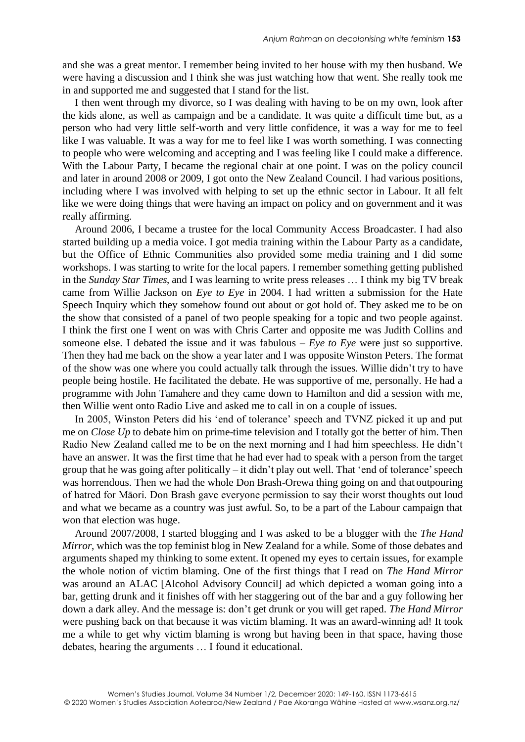and she was a great mentor. I remember being invited to her house with my then husband. We were having a discussion and I think she was just watching how that went. She really took me in and supported me and suggested that I stand for the list.

I then went through my divorce, so I was dealing with having to be on my own, look after the kids alone, as well as campaign and be a candidate. It was quite a difficult time but, as a person who had very little self-worth and very little confidence, it was a way for me to feel like I was valuable. It was a way for me to feel like I was worth something. I was connecting to people who were welcoming and accepting and I was feeling like I could make a difference. With the Labour Party, I became the regional chair at one point. I was on the policy council and later in around 2008 or 2009, I got onto the New Zealand Council. I had various positions, including where I was involved with helping to set up the ethnic sector in Labour. It all felt like we were doing things that were having an impact on policy and on government and it was really affirming.

Around 2006, I became a trustee for the local Community Access Broadcaster. I had also started building up a media voice. I got media training within the Labour Party as a candidate, but the Office of Ethnic Communities also provided some media training and I did some workshops. I was starting to write for the local papers. I remember something getting published in the *Sunday Star Times*, and I was learning to write press releases … I think my big TV break came from Willie Jackson on *Eye to Eye* in 2004. I had written a submission for the Hate Speech Inquiry which they somehow found out about or got hold of. They asked me to be on the show that consisted of a panel of two people speaking for a topic and two people against. I think the first one I went on was with Chris Carter and opposite me was Judith Collins and someone else. I debated the issue and it was fabulous – *Eye to Eye* were just so supportive. Then they had me back on the show a year later and I was opposite Winston Peters. The format of the show was one where you could actually talk through the issues. Willie didn't try to have people being hostile. He facilitated the debate. He was supportive of me, personally. He had a programme with John Tamahere and they came down to Hamilton and did a session with me, then Willie went onto Radio Live and asked me to call in on a couple of issues.

In 2005, Winston Peters did his 'end of tolerance' speech and TVNZ picked it up and put me on *Close Up* to debate him on prime-time television and I totally got the better of him. Then Radio New Zealand called me to be on the next morning and I had him speechless. He didn't have an answer. It was the first time that he had ever had to speak with a person from the target group that he was going after politically – it didn't play out well. That 'end of tolerance' speech was horrendous. Then we had the whole Don Brash-Orewa thing going on and that outpouring of hatred for Māori. Don Brash gave everyone permission to say their worst thoughts out loud and what we became as a country was just awful. So, to be a part of the Labour campaign that won that election was huge.

Around 2007/2008, I started blogging and I was asked to be a blogger with the *The Hand Mirror*, which was the top feminist blog in New Zealand for a while. Some of those debates and arguments shaped my thinking to some extent. It opened my eyes to certain issues, for example the whole notion of victim blaming. One of the first things that I read on *The Hand Mirror* was around an ALAC [Alcohol Advisory Council] ad which depicted a woman going into a bar, getting drunk and it finishes off with her staggering out of the bar and a guy following her down a dark alley. And the message is: don't get drunk or you will get raped. *The Hand Mirror* were pushing back on that because it was victim blaming. It was an award-winning ad! It took me a while to get why victim blaming is wrong but having been in that space, having those debates, hearing the arguments … I found it educational.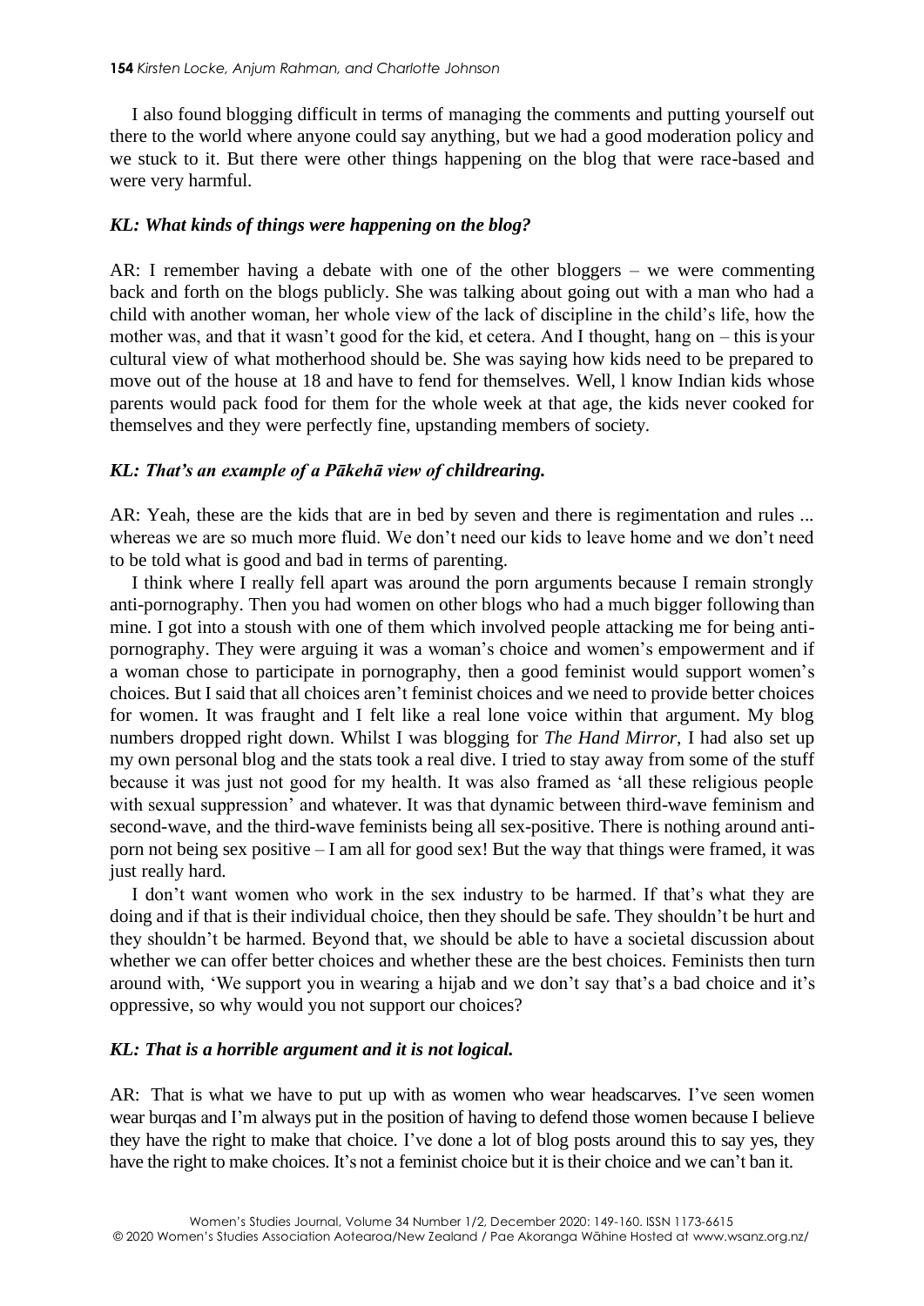I also found blogging difficult in terms of managing the comments and putting yourself out there to the world where anyone could say anything, but we had a good moderation policy and we stuck to it. But there were other things happening on the blog that were race-based and were very harmful.

***KL: What kinds of things were happening on the blog?***

AR: I remember having a debate with one of the other bloggers – we were commenting back and forth on the blogs publicly. She was talking about going out with a man who had a child with another woman, her whole view of the lack of discipline in the child's life, how the mother was, and that it wasn't good for the kid, et cetera. And I thought, hang on – this is your cultural view of what motherhood should be. She was saying how kids need to be prepared to move out of the house at 18 and have to fend for themselves. Well, I know Indian kids whose parents would pack food for them for the whole week at that age, the kids never cooked for themselves and they were perfectly fine, upstanding members of society.

***KL: That's an example of a Pākehā view of childrearing.***

AR: Yeah, these are the kids that are in bed by seven and there is regimentation and rules ... whereas we are so much more fluid. We don't need our kids to leave home and we don't need to be told what is good and bad in terms of parenting.

I think where I really fell apart was around the porn arguments because I remain strongly anti-pornography. Then you had women on other blogs who had a much bigger following than mine. I got into a stoush with one of them which involved people attacking me for being anti-pornography. They were arguing it was a woman's choice and women's empowerment and if a woman chose to participate in pornography, then a good feminist would support women's choices. But I said that all choices aren't feminist choices and we need to provide better choices for women. It was fraught and I felt like a real lone voice within that argument. My blog numbers dropped right down. Whilst I was blogging for *The Hand Mirror*, I had also set up my own personal blog and the stats took a real dive. I tried to stay away from some of the stuff because it was just not good for my health. It was also framed as 'all these religious people with sexual suppression' and whatever. It was that dynamic between third-wave feminism and second-wave, and the third-wave feminists being all sex-positive. There is nothing around anti-porn not being sex positive – I am all for good sex! But the way that things were framed, it was just really hard.

I don't want women who work in the sex industry to be harmed. If that's what they are doing and if that is their individual choice, then they should be safe. They shouldn't be hurt and they shouldn't be harmed. Beyond that, we should be able to have a societal discussion about whether we can offer better choices and whether these are the best choices. Feminists then turn around with, 'We support you in wearing a hijab and we don't say that's a bad choice and it's oppressive, so why would you not support our choices?

***KL: That is a horrible argument and it is not logical.***

AR: That is what we have to put up with as women who wear headscarves. I've seen women wear burqas and I'm always put in the position of having to defend those women because I believe they have the right to make that choice. I've done a lot of blog posts around this to say yes, they have the right to make choices. It's not a feminist choice but it is their choice and we can't ban it.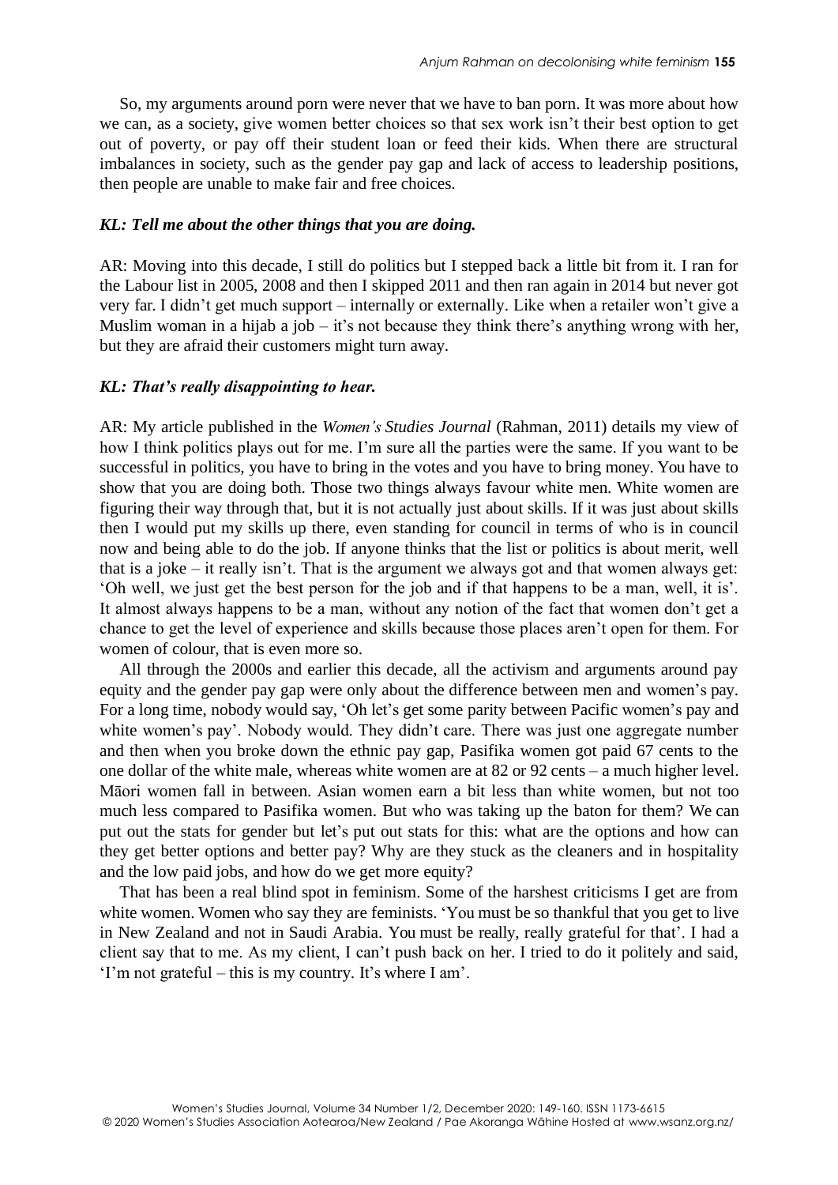So, my arguments around porn were never that we have to ban porn. It was more about how we can, as a society, give women better choices so that sex work isn't their best option to get out of poverty, or pay off their student loan or feed their kids. When there are structural imbalances in society, such as the gender pay gap and lack of access to leadership positions, then people are unable to make fair and free choices.

***KL: Tell me about the other things that you are doing.***

AR: Moving into this decade, I still do politics but I stepped back a little bit from it. I ran for the Labour list in 2005, 2008 and then I skipped 2011 and then ran again in 2014 but never got very far. I didn't get much support – internally or externally. Like when a retailer won't give a Muslim woman in a hijab a job – it's not because they think there's anything wrong with her, but they are afraid their customers might turn away.

***KL: That's really disappointing to hear.***

AR: My article published in the *Women's Studies Journal* (Rahman, 2011) details my view of how I think politics plays out for me. I'm sure all the parties were the same. If you want to be successful in politics, you have to bring in the votes and you have to bring money. You have to show that you are doing both. Those two things always favour white men. White women are figuring their way through that, but it is not actually just about skills. If it was just about skills then I would put my skills up there, even standing for council in terms of who is in council now and being able to do the job. If anyone thinks that the list or politics is about merit, well that is a joke – it really isn't. That is the argument we always got and that women always get: 'Oh well, we just get the best person for the job and if that happens to be a man, well, it is'. It almost always happens to be a man, without any notion of the fact that women don't get a chance to get the level of experience and skills because those places aren't open for them. For women of colour, that is even more so.

All through the 2000s and earlier this decade, all the activism and arguments around pay equity and the gender pay gap were only about the difference between men and women's pay. For a long time, nobody would say, 'Oh let's get some parity between Pacific women's pay and white women's pay'. Nobody would. They didn't care. There was just one aggregate number and then when you broke down the ethnic pay gap, Pasifika women got paid 67 cents to the one dollar of the white male, whereas white women are at 82 or 92 cents – a much higher level. Māori women fall in between. Asian women earn a bit less than white women, but not too much less compared to Pasifika women. But who was taking up the baton for them? We can put out the stats for gender but let's put out stats for this: what are the options and how can they get better options and better pay? Why are they stuck as the cleaners and in hospitality and the low paid jobs, and how do we get more equity?

That has been a real blind spot in feminism. Some of the harshest criticisms I get are from white women. Women who say they are feminists. 'You must be so thankful that you get to live in New Zealand and not in Saudi Arabia. You must be really, really grateful for that'. I had a client say that to me. As my client, I can't push back on her. I tried to do it politely and said, 'I'm not grateful – this is my country. It's where I am'.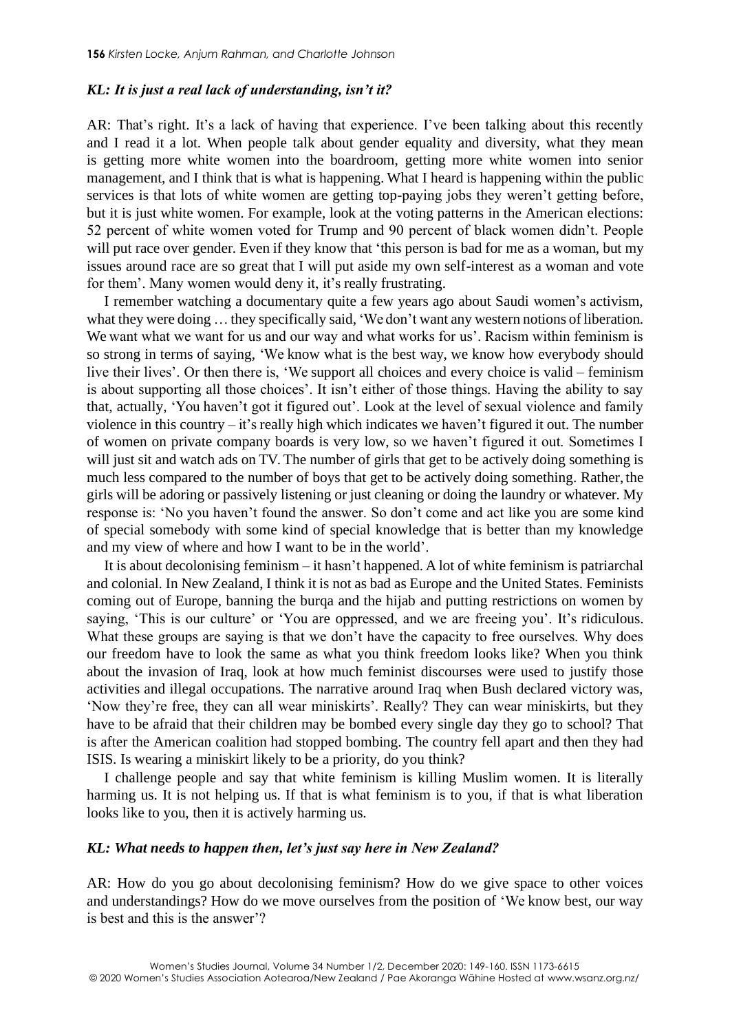***KL: It is just a real lack of understanding, isn't it?***

AR: That's right. It's a lack of having that experience. I've been talking about this recently and I read it a lot. When people talk about gender equality and diversity, what they mean is getting more white women into the boardroom, getting more white women into senior management, and I think that is what is happening. What I heard is happening within the public services is that lots of white women are getting top-paying jobs they weren't getting before, but it is just white women. For example, look at the voting patterns in the American elections: 52 percent of white women voted for Trump and 90 percent of black women didn't. People will put race over gender. Even if they know that 'this person is bad for me as a woman, but my issues around race are so great that I will put aside my own self-interest as a woman and vote for them'. Many women would deny it, it's really frustrating.

I remember watching a documentary quite a few years ago about Saudi women's activism, what they were doing … they specifically said, 'We don't want any western notions of liberation. We want what we want for us and our way and what works for us'. Racism within feminism is so strong in terms of saying, 'We know what is the best way, we know how everybody should live their lives'. Or then there is, 'We support all choices and every choice is valid – feminism is about supporting all those choices'. It isn't either of those things. Having the ability to say that, actually, 'You haven't got it figured out'. Look at the level of sexual violence and family violence in this country – it's really high which indicates we haven't figured it out. The number of women on private company boards is very low, so we haven't figured it out. Sometimes I will just sit and watch ads on TV. The number of girls that get to be actively doing something is much less compared to the number of boys that get to be actively doing something. Rather, the girls will be adoring or passively listening or just cleaning or doing the laundry or whatever. My response is: 'No you haven't found the answer. So don't come and act like you are some kind of special somebody with some kind of special knowledge that is better than my knowledge and my view of where and how I want to be in the world'.

It is about decolonising feminism – it hasn't happened. A lot of white feminism is patriarchal and colonial. In New Zealand, I think it is not as bad as Europe and the United States. Feminists coming out of Europe, banning the burqa and the hijab and putting restrictions on women by saying, 'This is our culture' or 'You are oppressed, and we are freeing you'. It's ridiculous. What these groups are saying is that we don't have the capacity to free ourselves. Why does our freedom have to look the same as what you think freedom looks like? When you think about the invasion of Iraq, look at how much feminist discourses were used to justify those activities and illegal occupations. The narrative around Iraq when Bush declared victory was, 'Now they're free, they can all wear miniskirts'. Really? They can wear miniskirts, but they have to be afraid that their children may be bombed every single day they go to school? That is after the American coalition had stopped bombing. The country fell apart and then they had ISIS. Is wearing a miniskirt likely to be a priority, do you think?

I challenge people and say that white feminism is killing Muslim women. It is literally harming us. It is not helping us. If that is what feminism is to you, if that is what liberation looks like to you, then it is actively harming us.

***KL: What needs to happen then, let's just say here in New Zealand?***

AR: How do you go about decolonising feminism? How do we give space to other voices and understandings? How do we move ourselves from the position of 'We know best, our way is best and this is the answer'?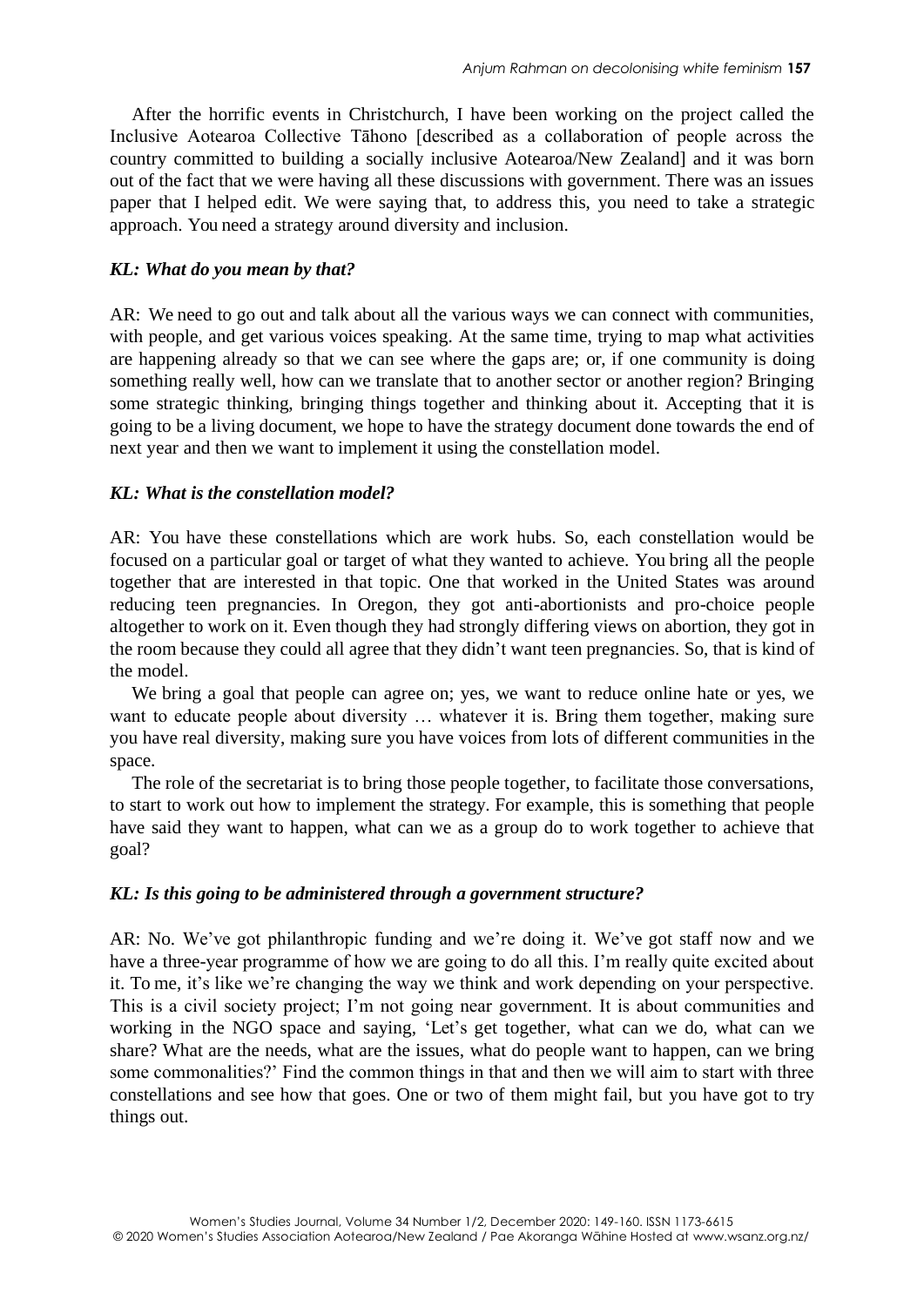After the horrific events in Christchurch, I have been working on the project called the Inclusive Aotearoa Collective Tāhono [described as a collaboration of people across the country committed to building a socially inclusive Aotearoa/New Zealand] and it was born out of the fact that we were having all these discussions with government. There was an issues paper that I helped edit. We were saying that, to address this, you need to take a strategic approach. You need a strategy around diversity and inclusion.

***KL: What do you mean by that?***

AR: We need to go out and talk about all the various ways we can connect with communities, with people, and get various voices speaking. At the same time, trying to map what activities are happening already so that we can see where the gaps are; or, if one community is doing something really well, how can we translate that to another sector or another region? Bringing some strategic thinking, bringing things together and thinking about it. Accepting that it is going to be a living document, we hope to have the strategy document done towards the end of next year and then we want to implement it using the constellation model.

***KL: What is the constellation model?***

AR: You have these constellations which are work hubs. So, each constellation would be focused on a particular goal or target of what they wanted to achieve. You bring all the people together that are interested in that topic. One that worked in the United States was around reducing teen pregnancies. In Oregon, they got anti-abortionists and pro-choice people altogether to work on it. Even though they had strongly differing views on abortion, they got in the room because they could all agree that they didn't want teen pregnancies. So, that is kind of the model.

We bring a goal that people can agree on; yes, we want to reduce online hate or yes, we want to educate people about diversity … whatever it is. Bring them together, making sure you have real diversity, making sure you have voices from lots of different communities in the space.

The role of the secretariat is to bring those people together, to facilitate those conversations, to start to work out how to implement the strategy. For example, this is something that people have said they want to happen, what can we as a group do to work together to achieve that goal?

***KL: Is this going to be administered through a government structure?***

AR: No. We've got philanthropic funding and we're doing it. We've got staff now and we have a three-year programme of how we are going to do all this. I'm really quite excited about it. To me, it's like we're changing the way we think and work depending on your perspective. This is a civil society project; I'm not going near government. It is about communities and working in the NGO space and saying, 'Let's get together, what can we do, what can we share? What are the needs, what are the issues, what do people want to happen, can we bring some commonalities?' Find the common things in that and then we will aim to start with three constellations and see how that goes. One or two of them might fail, but you have got to try things out.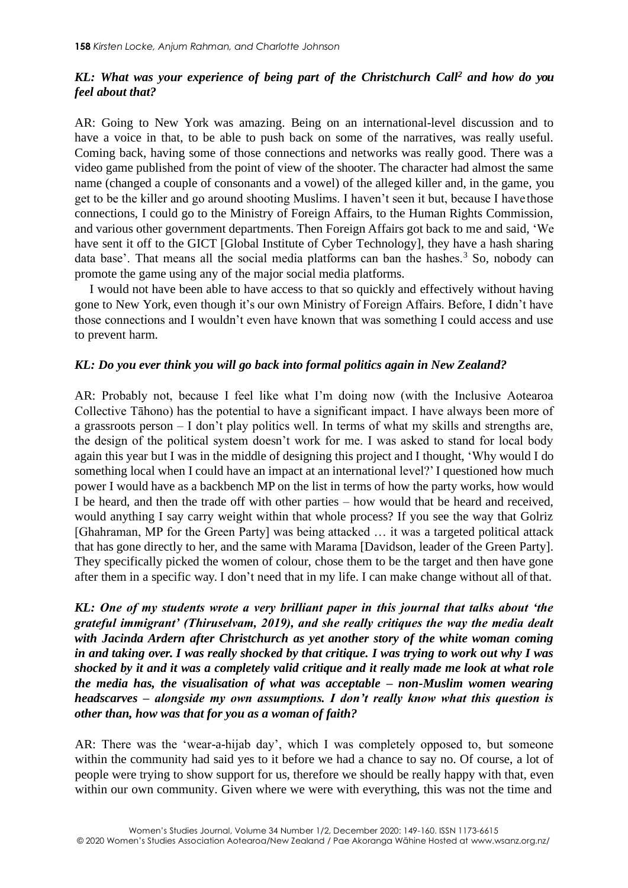***KL: What was your experience of being part of the Christchurch Call[2] and how do you feel about that?***

AR: Going to New York was amazing. Being on an international-level discussion and to have a voice in that, to be able to push back on some of the narratives, was really useful. Coming back, having some of those connections and networks was really good. There was a video game published from the point of view of the shooter. The character had almost the same name (changed a couple of consonants and a vowel) of the alleged killer and, in the game, you get to be the killer and go around shooting Muslims. I haven't seen it but, because I have those connections, I could go to the Ministry of Foreign Affairs, to the Human Rights Commission, and various other government departments. Then Foreign Affairs got back to me and said, 'We have sent it off to the GICT [Global Institute of Cyber Technology], they have a hash sharing data base'. That means all the social media platforms can ban the hashes.[3] So, nobody can promote the game using any of the major social media platforms.

I would not have been able to have access to that so quickly and effectively without having gone to New York, even though it's our own Ministry of Foreign Affairs. Before, I didn't have those connections and I wouldn't even have known that was something I could access and use to prevent harm.

***KL: Do you ever think you will go back into formal politics again in New Zealand?***

AR: Probably not, because I feel like what I'm doing now (with the Inclusive Aotearoa Collective Tāhono) has the potential to have a significant impact. I have always been more of a grassroots person – I don't play politics well. In terms of what my skills and strengths are, the design of the political system doesn't work for me. I was asked to stand for local body again this year but I was in the middle of designing this project and I thought, 'Why would I do something local when I could have an impact at an international level?' I questioned how much power I would have as a backbench MP on the list in terms of how the party works, how would I be heard, and then the trade off with other parties – how would that be heard and received, would anything I say carry weight within that whole process? If you see the way that Golriz [Ghahraman, MP for the Green Party] was being attacked … it was a targeted political attack that has gone directly to her, and the same with Marama [Davidson, leader of the Green Party]. They specifically picked the women of colour, chose them to be the target and then have gone after them in a specific way. I don't need that in my life. I can make change without all of that.

***KL: One of my students wrote a very brilliant paper in this journal that talks about 'the grateful immigrant' (Thiruselvam, 2019), and she really critiques the way the media dealt with Jacinda Ardern after Christchurch as yet another story of the white woman coming in and taking over. I was really shocked by that critique. I was trying to work out why I was shocked by it and it was a completely valid critique and it really made me look at what role the media has, the visualisation of what was acceptable – non-Muslim women wearing headscarves – alongside my own assumptions. I don't really know what this question is other than, how was that for you as a woman of faith?***

AR: There was the 'wear-a-hijab day', which I was completely opposed to, but someone within the community had said yes to it before we had a chance to say no. Of course, a lot of people were trying to show support for us, therefore we should be really happy with that, even within our own community. Given where we were with everything, this was not the time and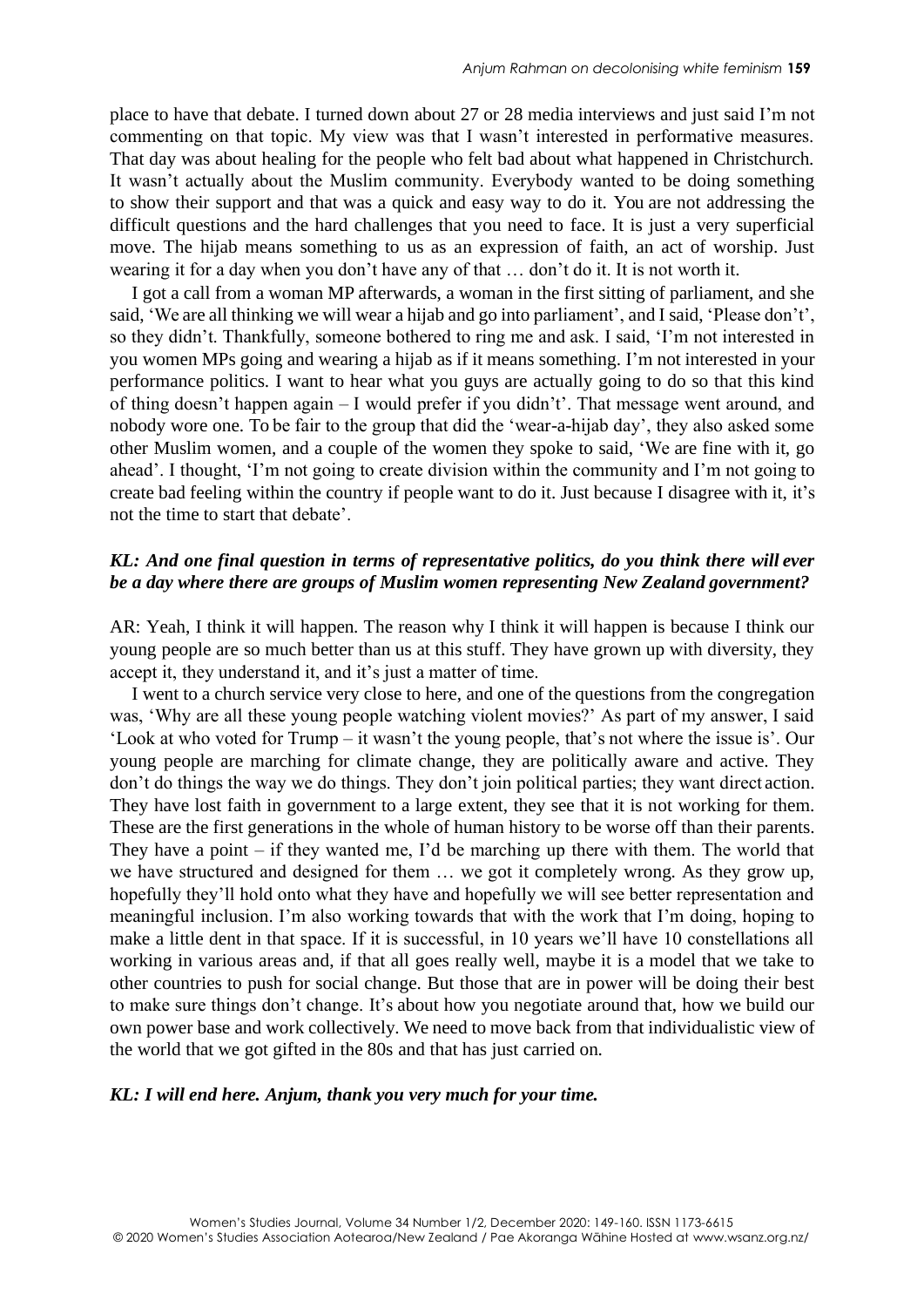place to have that debate. I turned down about 27 or 28 media interviews and just said I'm not commenting on that topic. My view was that I wasn't interested in performative measures. That day was about healing for the people who felt bad about what happened in Christchurch. It wasn't actually about the Muslim community. Everybody wanted to be doing something to show their support and that was a quick and easy way to do it. You are not addressing the difficult questions and the hard challenges that you need to face. It is just a very superficial move. The hijab means something to us as an expression of faith, an act of worship. Just wearing it for a day when you don't have any of that … don't do it. It is not worth it.

I got a call from a woman MP afterwards, a woman in the first sitting of parliament, and she said, 'We are all thinking we will wear a hijab and go into parliament', and I said, 'Please don't', so they didn't. Thankfully, someone bothered to ring me and ask. I said, 'I'm not interested in you women MPs going and wearing a hijab as if it means something. I'm not interested in your performance politics. I want to hear what you guys are actually going to do so that this kind of thing doesn't happen again – I would prefer if you didn't'. That message went around, and nobody wore one. To be fair to the group that did the 'wear-a-hijab day', they also asked some other Muslim women, and a couple of the women they spoke to said, 'We are fine with it, go ahead'. I thought, 'I'm not going to create division within the community and I'm not going to create bad feeling within the country if people want to do it. Just because I disagree with it, it's not the time to start that debate'.

***KL: And one final question in terms of representative politics, do you think there will ever be a day where there are groups of Muslim women representing New Zealand government?***

AR: Yeah, I think it will happen. The reason why I think it will happen is because I think our young people are so much better than us at this stuff. They have grown up with diversity, they accept it, they understand it, and it's just a matter of time.

I went to a church service very close to here, and one of the questions from the congregation was, 'Why are all these young people watching violent movies?' As part of my answer, I said 'Look at who voted for Trump – it wasn't the young people, that's not where the issue is'. Our young people are marching for climate change, they are politically aware and active. They don't do things the way we do things. They don't join political parties; they want direct action. They have lost faith in government to a large extent, they see that it is not working for them. These are the first generations in the whole of human history to be worse off than their parents. They have a point – if they wanted me, I'd be marching up there with them. The world that we have structured and designed for them … we got it completely wrong. As they grow up, hopefully they'll hold onto what they have and hopefully we will see better representation and meaningful inclusion. I'm also working towards that with the work that I'm doing, hoping to make a little dent in that space. If it is successful, in 10 years we'll have 10 constellations all working in various areas and, if that all goes really well, maybe it is a model that we take to other countries to push for social change. But those that are in power will be doing their best to make sure things don't change. It's about how you negotiate around that, how we build our own power base and work collectively. We need to move back from that individualistic view of the world that we got gifted in the 80s and that has just carried on.

***KL: I will end here. Anjum, thank you very much for your time.***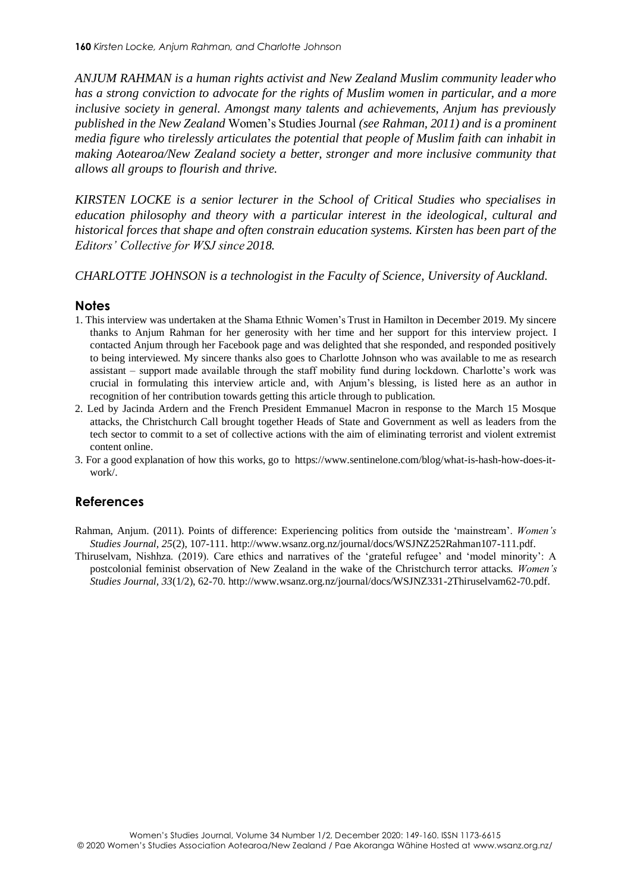*ANJUM RAHMAN is a human rights activist and New Zealand Muslim community leader who has a strong conviction to advocate for the rights of Muslim women in particular, and a more inclusive society in general. Amongst many talents and achievements, Anjum has previously published in the New Zealand* Women's Studies Journal *(see Rahman, 2011) and is a prominent media figure who tirelessly articulates the potential that people of Muslim faith can inhabit in making Aotearoa/New Zealand society a better, stronger and more inclusive community that allows all groups to flourish and thrive.*

*KIRSTEN LOCKE is a senior lecturer in the School of Critical Studies who specialises in education philosophy and theory with a particular interest in the ideological, cultural and historical forces that shape and often constrain education systems. Kirsten has been part of the Editors' Collective for WSJ since 2018.*

*CHARLOTTE JOHNSON is a technologist in the Faculty of Science, University of Auckland.*

## Notes

1. This interview was undertaken at the Shama Ethnic Women's Trust in Hamilton in December 2019. My sincere thanks to Anjum Rahman for her generosity with her time and her support for this interview project. I contacted Anjum through her Facebook page and was delighted that she responded, and responded positively to being interviewed. My sincere thanks also goes to Charlotte Johnson who was available to me as research assistant – support made available through the staff mobility fund during lockdown. Charlotte's work was crucial in formulating this interview article and, with Anjum's blessing, is listed here as an author in recognition of her contribution towards getting this article through to publication.
2. Led by Jacinda Ardern and the French President Emmanuel Macron in response to the March 15 Mosque attacks, the Christchurch Call brought together Heads of State and Government as well as leaders from the tech sector to commit to a set of collective actions with the aim of eliminating terrorist and violent extremist content online.
3. For a good explanation of how this works, go to https://www.sentinelone.com/blog/what-is-hash-how-does-it-work/.

## References

Rahman, Anjum. (2011). Points of difference: Experiencing politics from outside the 'mainstream'. *Women's Studies Journal, 25*(2), 107-111. http://www.wsanz.org.nz/journal/docs/WSJNZ252Rahman107-111.pdf.

Thiruselvam, Nishhza. (2019). Care ethics and narratives of the 'grateful refugee' and 'model minority': A postcolonial feminist observation of New Zealand in the wake of the Christchurch terror attacks. *Women's Studies Journal, 33*(1/2), 62-70. http://www.wsanz.org.nz/journal/docs/WSJNZ331-2Thiruselvam62-70.pdf.